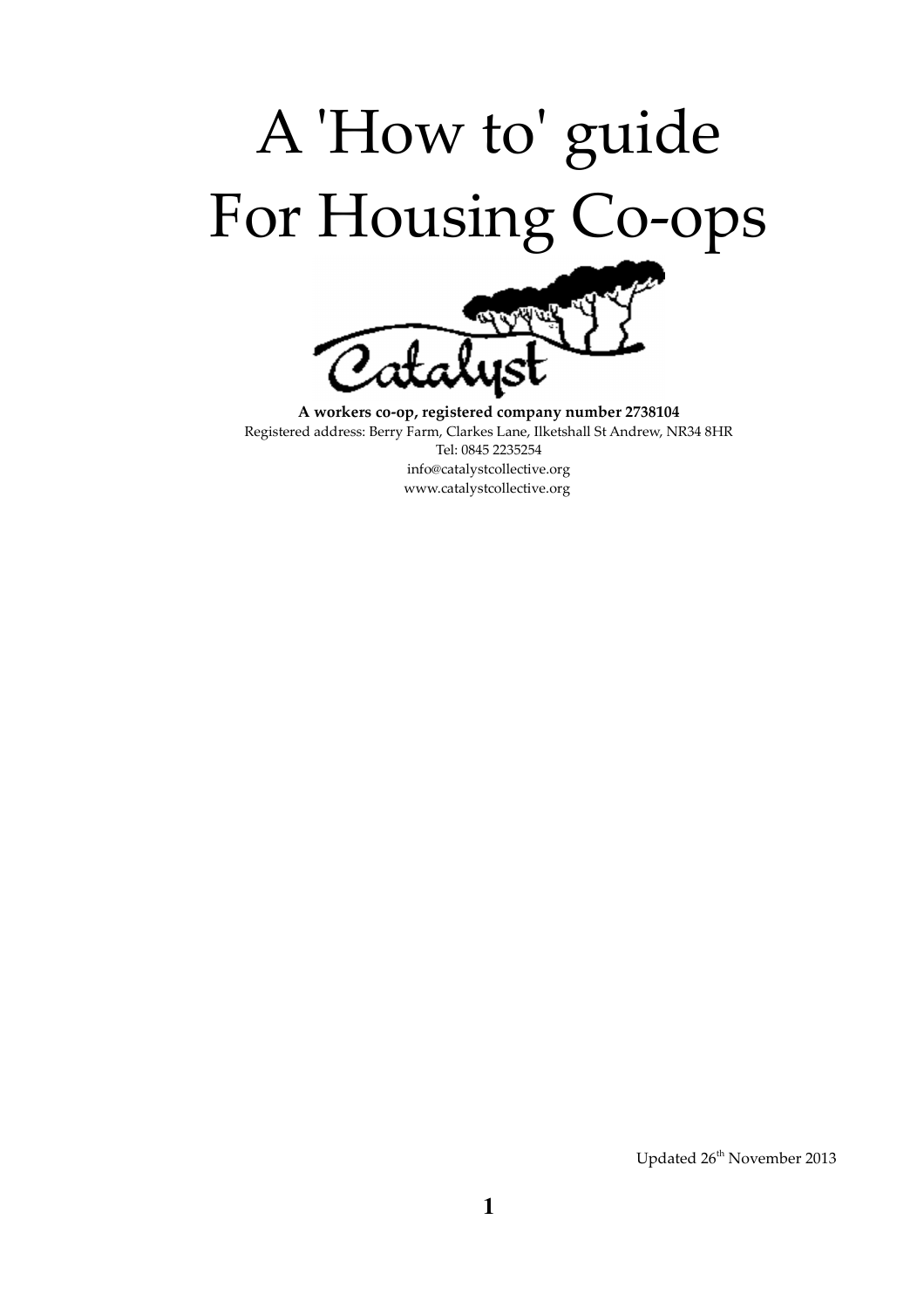# A 'How to' guide For Housing Co-ops

**A workers co-op, registered company number 2738104**

Registered address: Berry Farm, Clarkes Lane, Ilketshall St Andrew, NR34 8HR

Tel: 0845 2235254

info@catalystcollective.org

www.catalystcollective.org

Updated 26th November 2013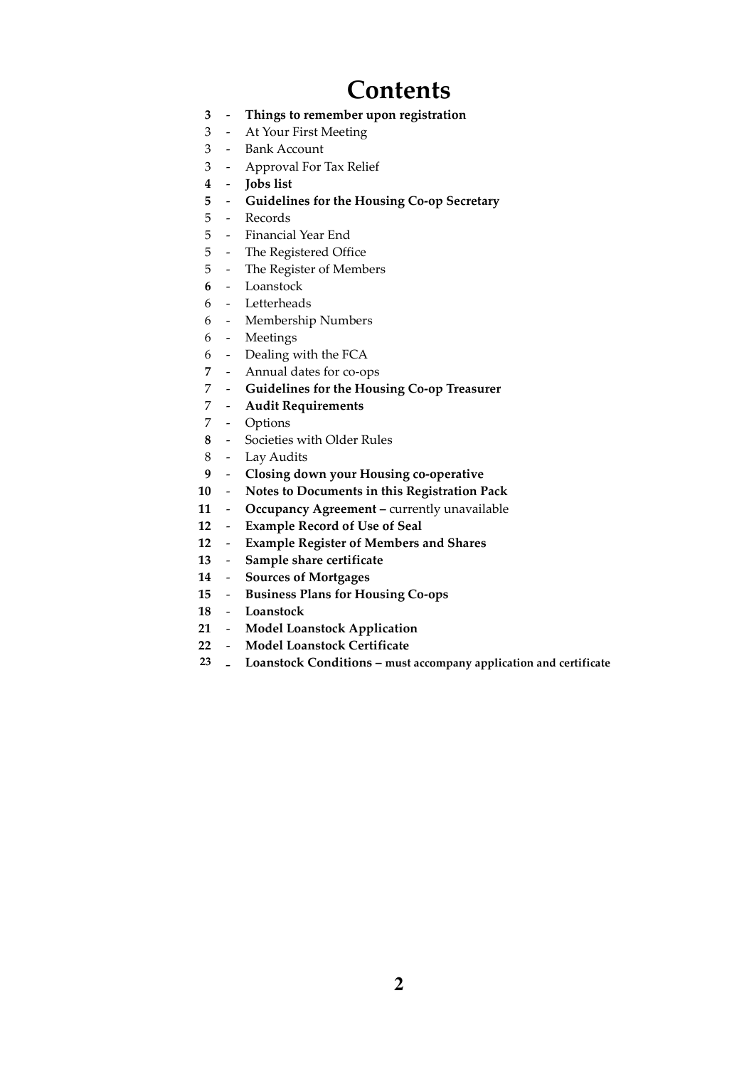# Contents

**3** - **Things to remember upon registration**
3 - At Your First Meeting
3 - Bank Account
3 - Approval For Tax Relief
**4** - **Jobs list**
**5** - **Guidelines for the Housing Co-op Secretary**
5 - Records
5 - Financial Year End
5 - The Registered Office
5 - The Register of Members
**6** - Loanstock
6 - Letterheads
6 - Membership Numbers
6 - Meetings
6 - Dealing with the FCA
**7** - Annual dates for co-ops
7 - **Guidelines for the Housing Co-op Treasurer**
7 - **Audit Requirements**
7 - Options
**8** - Societies with Older Rules
8 - Lay Audits
**9** - **Closing down your Housing co-operative**
**10** - **Notes to Documents in this Registration Pack**
**11** - **Occupancy Agreement –** currently unavailable
**12** - **Example Record of Use of Seal**
**12** - **Example Register of Members and Shares**
**13** - **Sample share certificate**
**14** - **Sources of Mortgages**
**15** - **Business Plans for Housing Co-ops**
**18** - **Loanstock**
**21** - **Model Loanstock Application**
**22** - **Model Loanstock Certificate**
**23** - **Loanstock Conditions – must accompany application and certificate**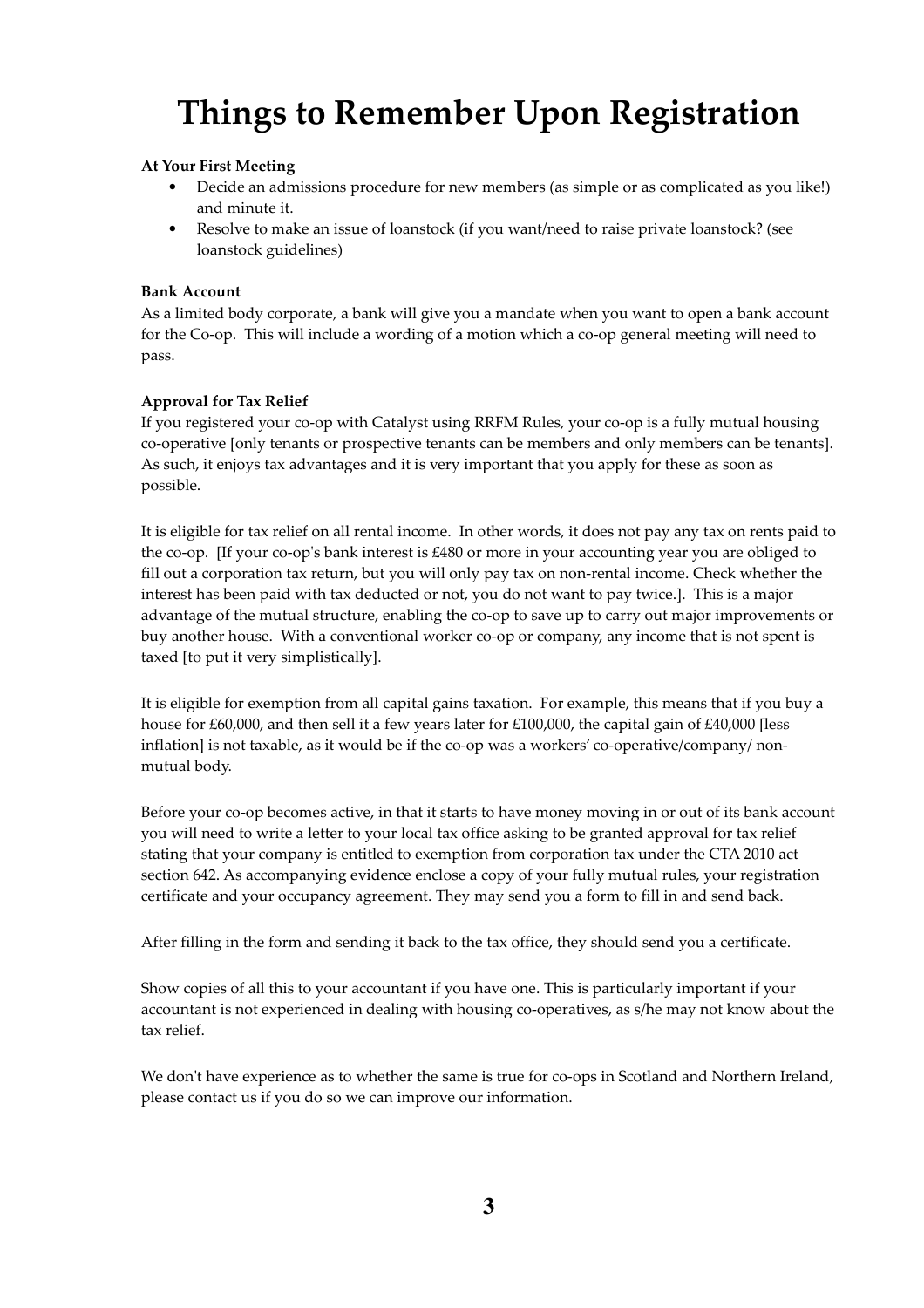# Things to Remember Upon Registration

**At Your First Meeting**

- Decide an admissions procedure for new members (as simple or as complicated as you like!) and minute it.
- Resolve to make an issue of loanstock (if you want/need to raise private loanstock? (see loanstock guidelines)

**Bank Account**

As a limited body corporate, a bank will give you a mandate when you want to open a bank account for the Co-op. This will include a wording of a motion which a co-op general meeting will need to pass.

**Approval for Tax Relief**

If you registered your co-op with Catalyst using RRFM Rules, your co-op is a fully mutual housing co-operative [only tenants or prospective tenants can be members and only members can be tenants]. As such, it enjoys tax advantages and it is very important that you apply for these as soon as possible.

It is eligible for tax relief on all rental income. In other words, it does not pay any tax on rents paid to the co-op. [If your co-op's bank interest is £480 or more in your accounting year you are obliged to fill out a corporation tax return, but you will only pay tax on non-rental income. Check whether the interest has been paid with tax deducted or not, you do not want to pay twice.]. This is a major advantage of the mutual structure, enabling the co-op to save up to carry out major improvements or buy another house. With a conventional worker co-op or company, any income that is not spent is taxed [to put it very simplistically].

It is eligible for exemption from all capital gains taxation. For example, this means that if you buy a house for £60,000, and then sell it a few years later for £100,000, the capital gain of £40,000 [less inflation] is not taxable, as it would be if the co-op was a workers' co-operative/company/ non-mutual body.

Before your co-op becomes active, in that it starts to have money moving in or out of its bank account you will need to write a letter to your local tax office asking to be granted approval for tax relief stating that your company is entitled to exemption from corporation tax under the CTA 2010 act section 642. As accompanying evidence enclose a copy of your fully mutual rules, your registration certificate and your occupancy agreement. They may send you a form to fill in and send back.

After filling in the form and sending it back to the tax office, they should send you a certificate.

Show copies of all this to your accountant if you have one. This is particularly important if your accountant is not experienced in dealing with housing co-operatives, as s/he may not know about the tax relief.

We don't have experience as to whether the same is true for co-ops in Scotland and Northern Ireland, please contact us if you do so we can improve our information.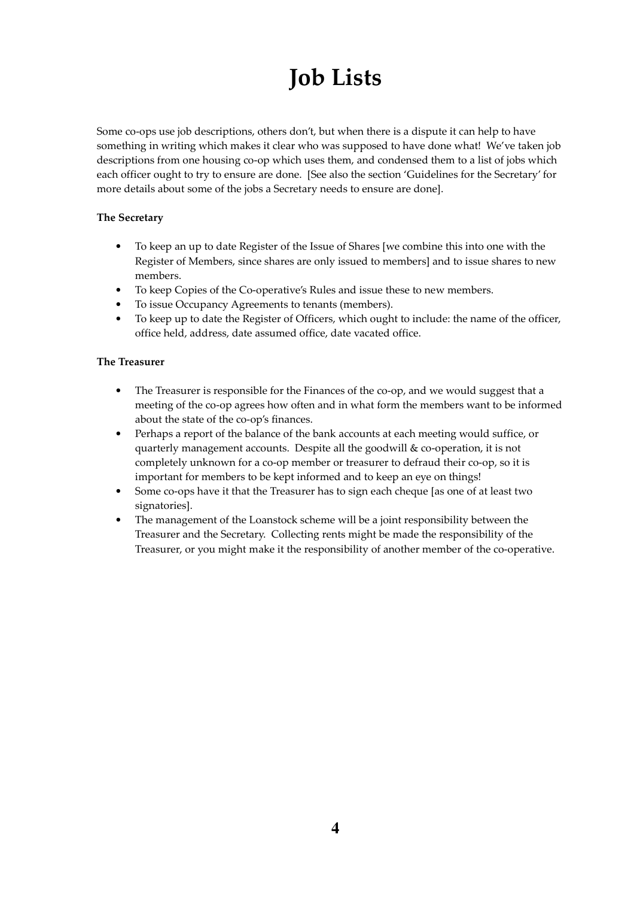# Job Lists

Some co-ops use job descriptions, others don't, but when there is a dispute it can help to have something in writing which makes it clear who was supposed to have done what! We've taken job descriptions from one housing co-op which uses them, and condensed them to a list of jobs which each officer ought to try to ensure are done. [See also the section 'Guidelines for the Secretary' for more details about some of the jobs a Secretary needs to ensure are done].

**The Secretary**

- To keep an up to date Register of the Issue of Shares [we combine this into one with the Register of Members, since shares are only issued to members] and to issue shares to new members.
- To keep Copies of the Co-operative's Rules and issue these to new members.
- To issue Occupancy Agreements to tenants (members).
- To keep up to date the Register of Officers, which ought to include: the name of the officer, office held, address, date assumed office, date vacated office.

**The Treasurer**

- The Treasurer is responsible for the Finances of the co-op, and we would suggest that a meeting of the co-op agrees how often and in what form the members want to be informed about the state of the co-op's finances.
- Perhaps a report of the balance of the bank accounts at each meeting would suffice, or quarterly management accounts. Despite all the goodwill & co-operation, it is not completely unknown for a co-op member or treasurer to defraud their co-op, so it is important for members to be kept informed and to keep an eye on things!
- Some co-ops have it that the Treasurer has to sign each cheque [as one of at least two signatories].
- The management of the Loanstock scheme will be a joint responsibility between the Treasurer and the Secretary. Collecting rents might be made the responsibility of the Treasurer, or you might make it the responsibility of another member of the co-operative.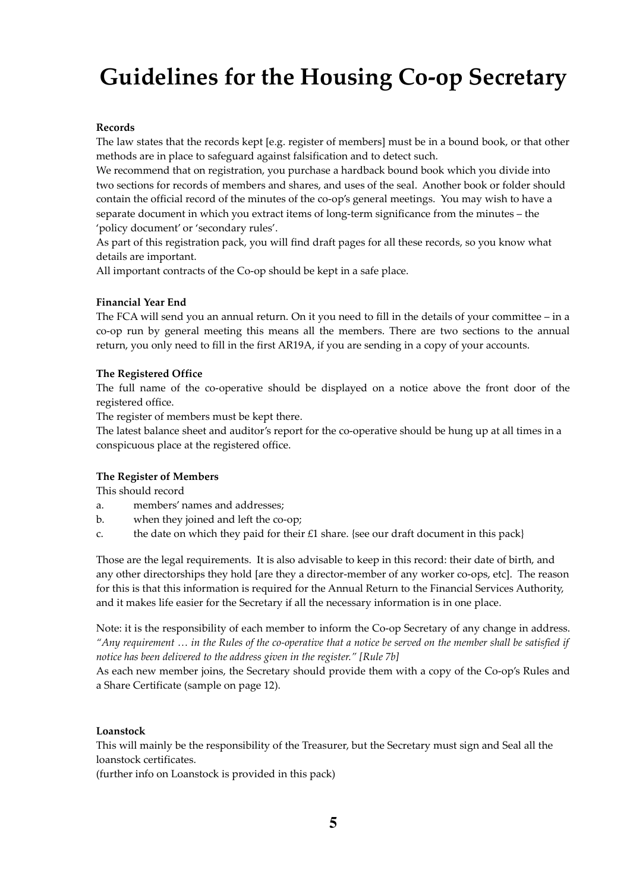# Guidelines for the Housing Co-op Secretary

**Records**

The law states that the records kept [e.g. register of members] must be in a bound book, or that other methods are in place to safeguard against falsification and to detect such.

We recommend that on registration, you purchase a hardback bound book which you divide into two sections for records of members and shares, and uses of the seal. Another book or folder should contain the official record of the minutes of the co-op's general meetings. You may wish to have a separate document in which you extract items of long-term significance from the minutes – the 'policy document' or 'secondary rules'.

As part of this registration pack, you will find draft pages for all these records, so you know what details are important.

All important contracts of the Co-op should be kept in a safe place.

**Financial Year End**

The FCA will send you an annual return. On it you need to fill in the details of your committee – in a co-op run by general meeting this means all the members. There are two sections to the annual return, you only need to fill in the first AR19A, if you are sending in a copy of your accounts.

**The Registered Office**

The full name of the co-operative should be displayed on a notice above the front door of the registered office.

The register of members must be kept there.

The latest balance sheet and auditor's report for the co-operative should be hung up at all times in a conspicuous place at the registered office.

**The Register of Members**

This should record

a. members' names and addresses;
b. when they joined and left the co-op;
c. the date on which they paid for their £1 share. {see our draft document in this pack}

Those are the legal requirements. It is also advisable to keep in this record: their date of birth, and any other directorships they hold [are they a director-member of any worker co-ops, etc]. The reason for this is that this information is required for the Annual Return to the Financial Services Authority, and it makes life easier for the Secretary if all the necessary information is in one place.

Note: it is the responsibility of each member to inform the Co-op Secretary of any change in address. *"Any requirement … in the Rules of the co-operative that a notice be served on the member shall be satisfied if notice has been delivered to the address given in the register." [Rule 7b]*

As each new member joins, the Secretary should provide them with a copy of the Co-op's Rules and a Share Certificate (sample on page 12).

**Loanstock**

This will mainly be the responsibility of the Treasurer, but the Secretary must sign and Seal all the loanstock certificates.

(further info on Loanstock is provided in this pack)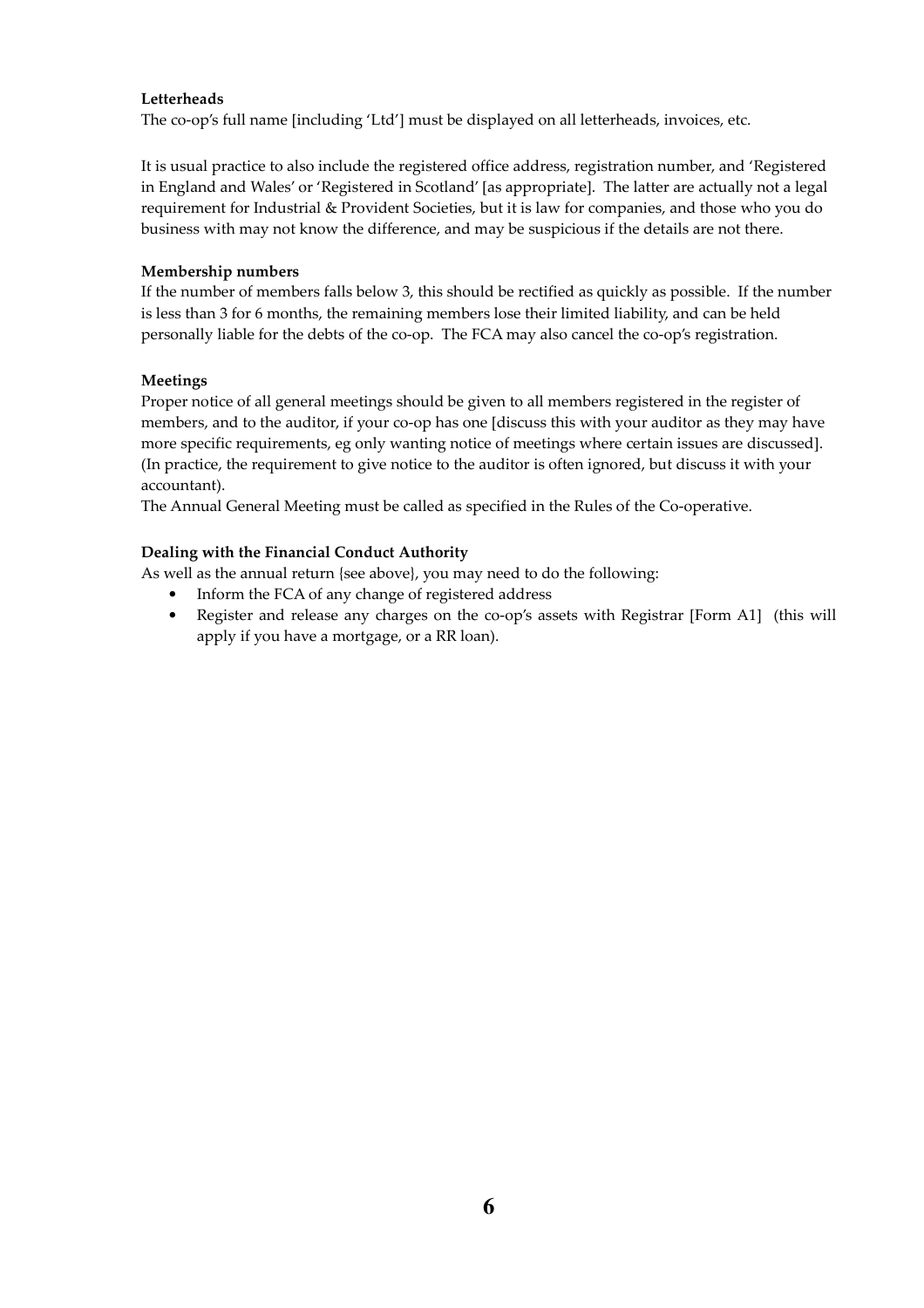**Letterheads**

The co-op's full name [including 'Ltd'] must be displayed on all letterheads, invoices, etc.

It is usual practice to also include the registered office address, registration number, and 'Registered in England and Wales' or 'Registered in Scotland' [as appropriate]. The latter are actually not a legal requirement for Industrial & Provident Societies, but it is law for companies, and those who you do business with may not know the difference, and may be suspicious if the details are not there.

**Membership numbers**

If the number of members falls below 3, this should be rectified as quickly as possible. If the number is less than 3 for 6 months, the remaining members lose their limited liability, and can be held personally liable for the debts of the co-op. The FCA may also cancel the co-op's registration.

**Meetings**

Proper notice of all general meetings should be given to all members registered in the register of members, and to the auditor, if your co-op has one [discuss this with your auditor as they may have more specific requirements, eg only wanting notice of meetings where certain issues are discussed]. (In practice, the requirement to give notice to the auditor is often ignored, but discuss it with your accountant).

The Annual General Meeting must be called as specified in the Rules of the Co-operative.

**Dealing with the Financial Conduct Authority**

As well as the annual return {see above}, you may need to do the following:

- Inform the FCA of any change of registered address
- Register and release any charges on the co-op's assets with Registrar [Form A1] (this will apply if you have a mortgage, or a RR loan).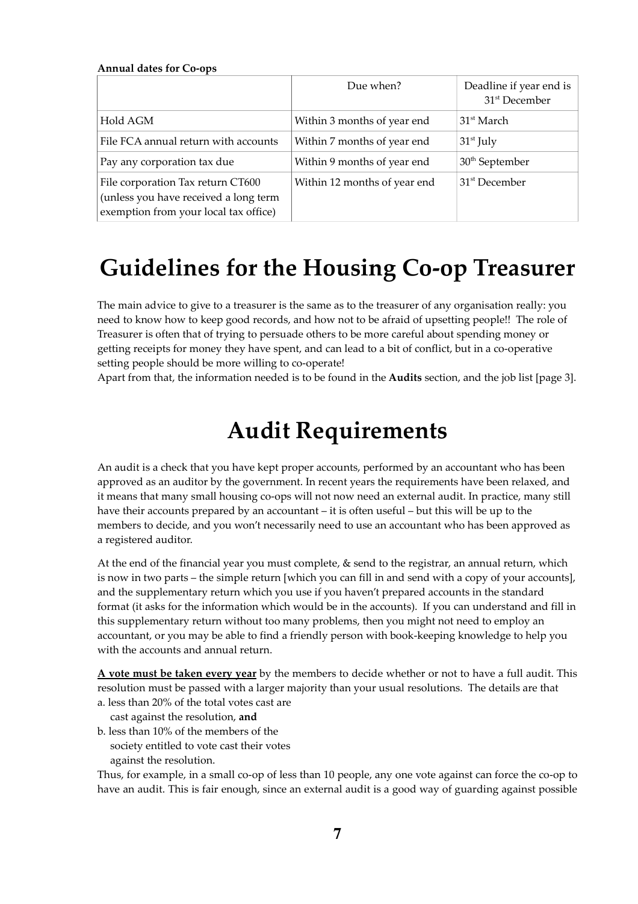**Annual dates for Co-ops**

| | Due when? | Deadline if year end is 31st December |
|---|---|---|
| Hold AGM | Within 3 months of year end | 31st March |
| File FCA annual return with accounts | Within 7 months of year end | 31st July |
| Pay any corporation tax due | Within 9 months of year end | 30th September |
| File corporation Tax return CT600 (unless you have received a long term exemption from your local tax office) | Within 12 months of year end | 31st December |

# Guidelines for the Housing Co-op Treasurer

The main advice to give to a treasurer is the same as to the treasurer of any organisation really: you need to know how to keep good records, and how not to be afraid of upsetting people!! The role of Treasurer is often that of trying to persuade others to be more careful about spending money or getting receipts for money they have spent, and can lead to a bit of conflict, but in a co-operative setting people should be more willing to co-operate!

Apart from that, the information needed is to be found in the **Audits** section, and the job list [page 3].

# Audit Requirements

An audit is a check that you have kept proper accounts, performed by an accountant who has been approved as an auditor by the government. In recent years the requirements have been relaxed, and it means that many small housing co-ops will not now need an external audit. In practice, many still have their accounts prepared by an accountant – it is often useful – but this will be up to the members to decide, and you won't necessarily need to use an accountant who has been approved as a registered auditor.

At the end of the financial year you must complete, & send to the registrar, an annual return, which is now in two parts – the simple return [which you can fill in and send with a copy of your accounts], and the supplementary return which you use if you haven't prepared accounts in the standard format (it asks for the information which would be in the accounts). If you can understand and fill in this supplementary return without too many problems, then you might not need to employ an accountant, or you may be able to find a friendly person with book-keeping knowledge to help you with the accounts and annual return.

**A vote must be taken every year** by the members to decide whether or not to have a full audit. This resolution must be passed with a larger majority than your usual resolutions. The details are that

a. less than 20% of the total votes cast are cast against the resolution, **and**

b. less than 10% of the members of the society entitled to vote cast their votes against the resolution.

Thus, for example, in a small co-op of less than 10 people, any one vote against can force the co-op to have an audit. This is fair enough, since an external audit is a good way of guarding against possible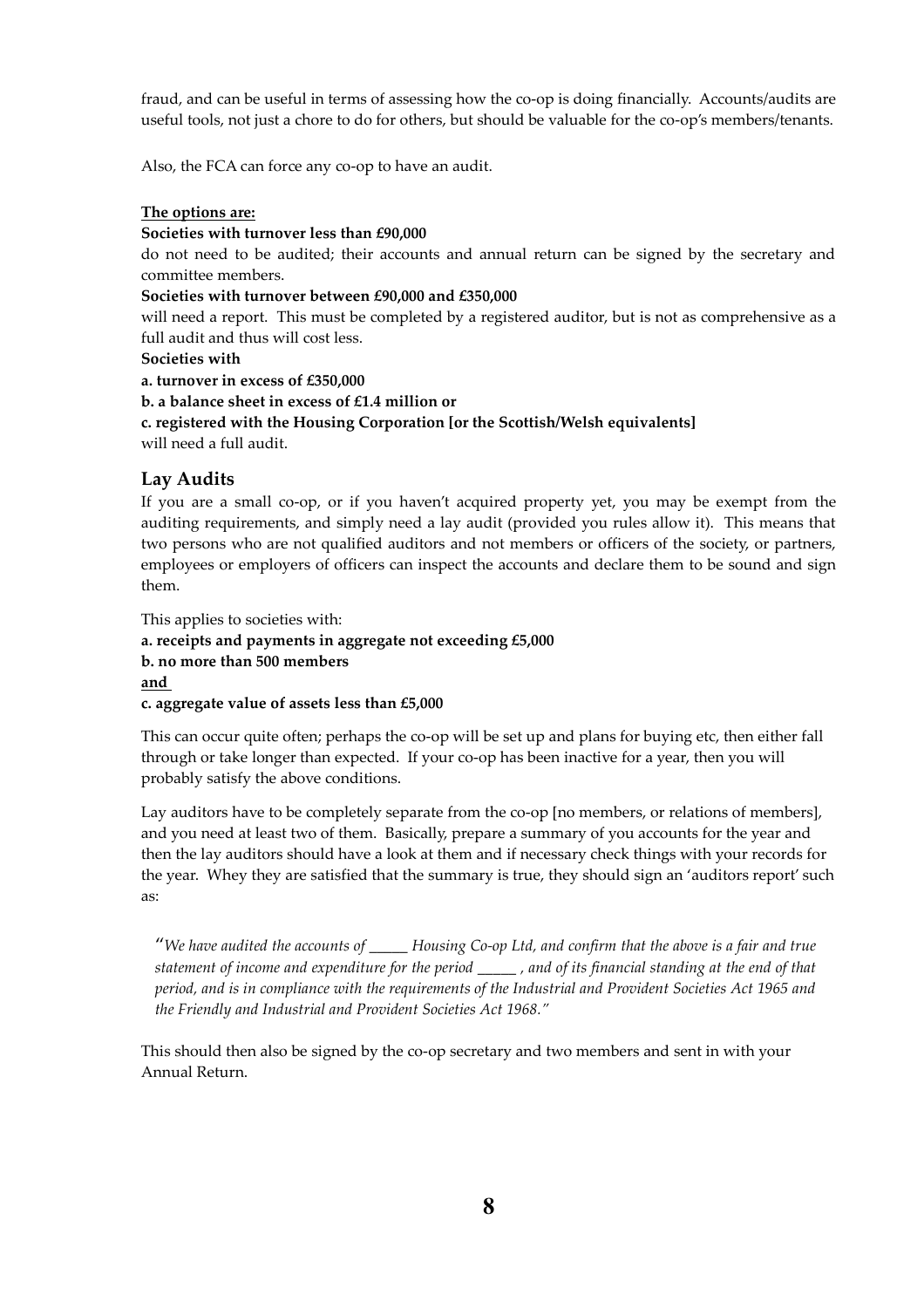fraud, and can be useful in terms of assessing how the co-op is doing financially. Accounts/audits are useful tools, not just a chore to do for others, but should be valuable for the co-op's members/tenants.

Also, the FCA can force any co-op to have an audit.

**The options are:**

**Societies with turnover less than £90,000**

do not need to be audited; their accounts and annual return can be signed by the secretary and committee members.

**Societies with turnover between £90,000 and £350,000**

will need a report. This must be completed by a registered auditor, but is not as comprehensive as a full audit and thus will cost less.

**Societies with**

**a. turnover in excess of £350,000**

**b. a balance sheet in excess of £1.4 million or**

**c. registered with the Housing Corporation [or the Scottish/Welsh equivalents]**

will need a full audit.

## Lay Audits

If you are a small co-op, or if you haven't acquired property yet, you may be exempt from the auditing requirements, and simply need a lay audit (provided you rules allow it). This means that two persons who are not qualified auditors and not members or officers of the society, or partners, employees or employers of officers can inspect the accounts and declare them to be sound and sign them.

This applies to societies with:

**a. receipts and payments in aggregate not exceeding £5,000**

**b. no more than 500 members**

**and**

**c. aggregate value of assets less than £5,000**

This can occur quite often; perhaps the co-op will be set up and plans for buying etc, then either fall through or take longer than expected. If your co-op has been inactive for a year, then you will probably satisfy the above conditions.

Lay auditors have to be completely separate from the co-op [no members, or relations of members], and you need at least two of them. Basically, prepare a summary of you accounts for the year and then the lay auditors should have a look at them and if necessary check things with your records for the year. Whey they are satisfied that the summary is true, they should sign an 'auditors report' such as:

> *"We have audited the accounts of _____ Housing Co-op Ltd, and confirm that the above is a fair and true statement of income and expenditure for the period _____ , and of its financial standing at the end of that period, and is in compliance with the requirements of the Industrial and Provident Societies Act 1965 and the Friendly and Industrial and Provident Societies Act 1968."*

This should then also be signed by the co-op secretary and two members and sent in with your Annual Return.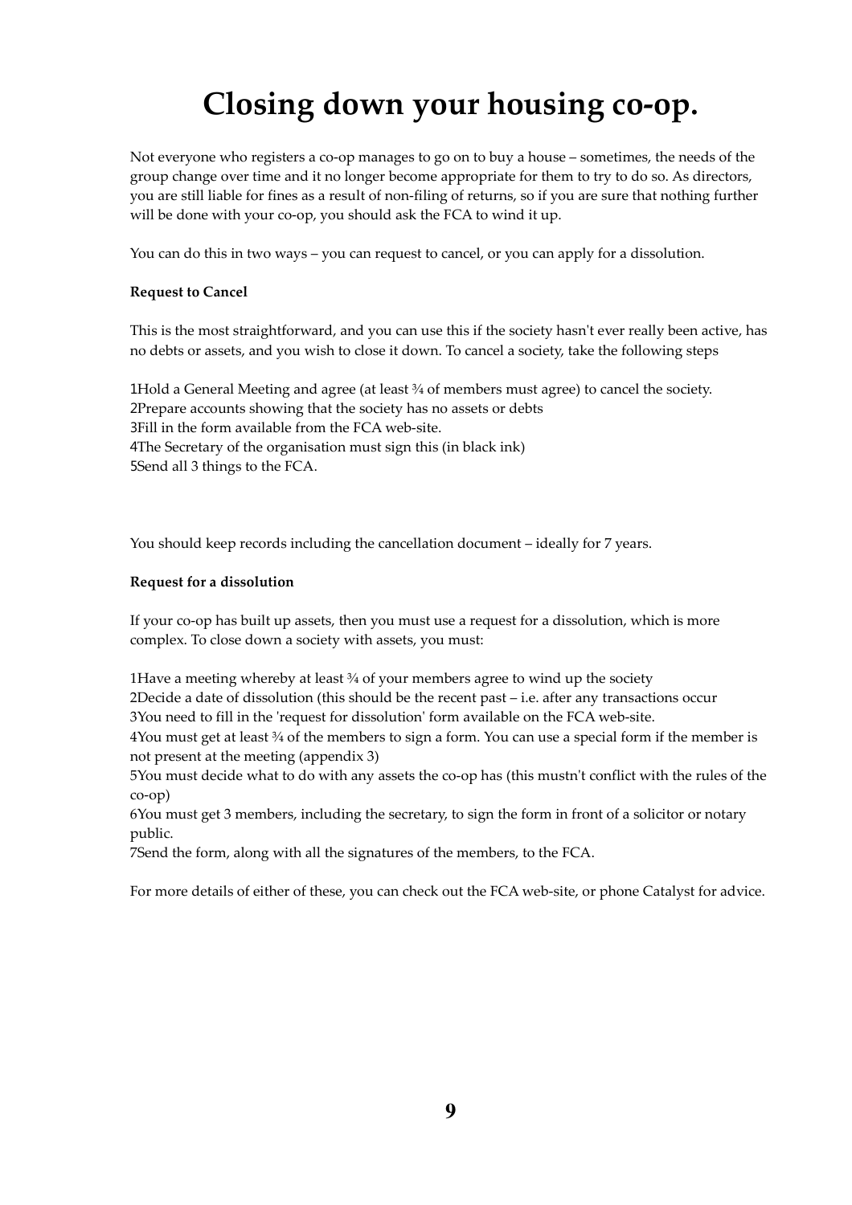# Closing down your housing co-op.

Not everyone who registers a co-op manages to go on to buy a house – sometimes, the needs of the group change over time and it no longer become appropriate for them to try to do so. As directors, you are still liable for fines as a result of non-filing of returns, so if you are sure that nothing further will be done with your co-op, you should ask the FCA to wind it up.

You can do this in two ways – you can request to cancel, or you can apply for a dissolution.

**Request to Cancel**

This is the most straightforward, and you can use this if the society hasn't ever really been active, has no debts or assets, and you wish to close it down. To cancel a society, take the following steps

1. Hold a General Meeting and agree (at least ¾ of members must agree) to cancel the society.
2. Prepare accounts showing that the society has no assets or debts
3. Fill in the form available from the FCA web-site.
4. The Secretary of the organisation must sign this (in black ink)
5. Send all 3 things to the FCA.

You should keep records including the cancellation document – ideally for 7 years.

**Request for a dissolution**

If your co-op has built up assets, then you must use a request for a dissolution, which is more complex. To close down a society with assets, you must:

1. Have a meeting whereby at least ¾ of your members agree to wind up the society
2. Decide a date of dissolution (this should be the recent past – i.e. after any transactions occur
3. You need to fill in the 'request for dissolution' form available on the FCA web-site.
4. You must get at least ¾ of the members to sign a form. You can use a special form if the member is not present at the meeting (appendix 3)
5. You must decide what to do with any assets the co-op has (this mustn't conflict with the rules of the co-op)
6. You must get 3 members, including the secretary, to sign the form in front of a solicitor or notary public.
7. Send the form, along with all the signatures of the members, to the FCA.

For more details of either of these, you can check out the FCA web-site, or phone Catalyst for advice.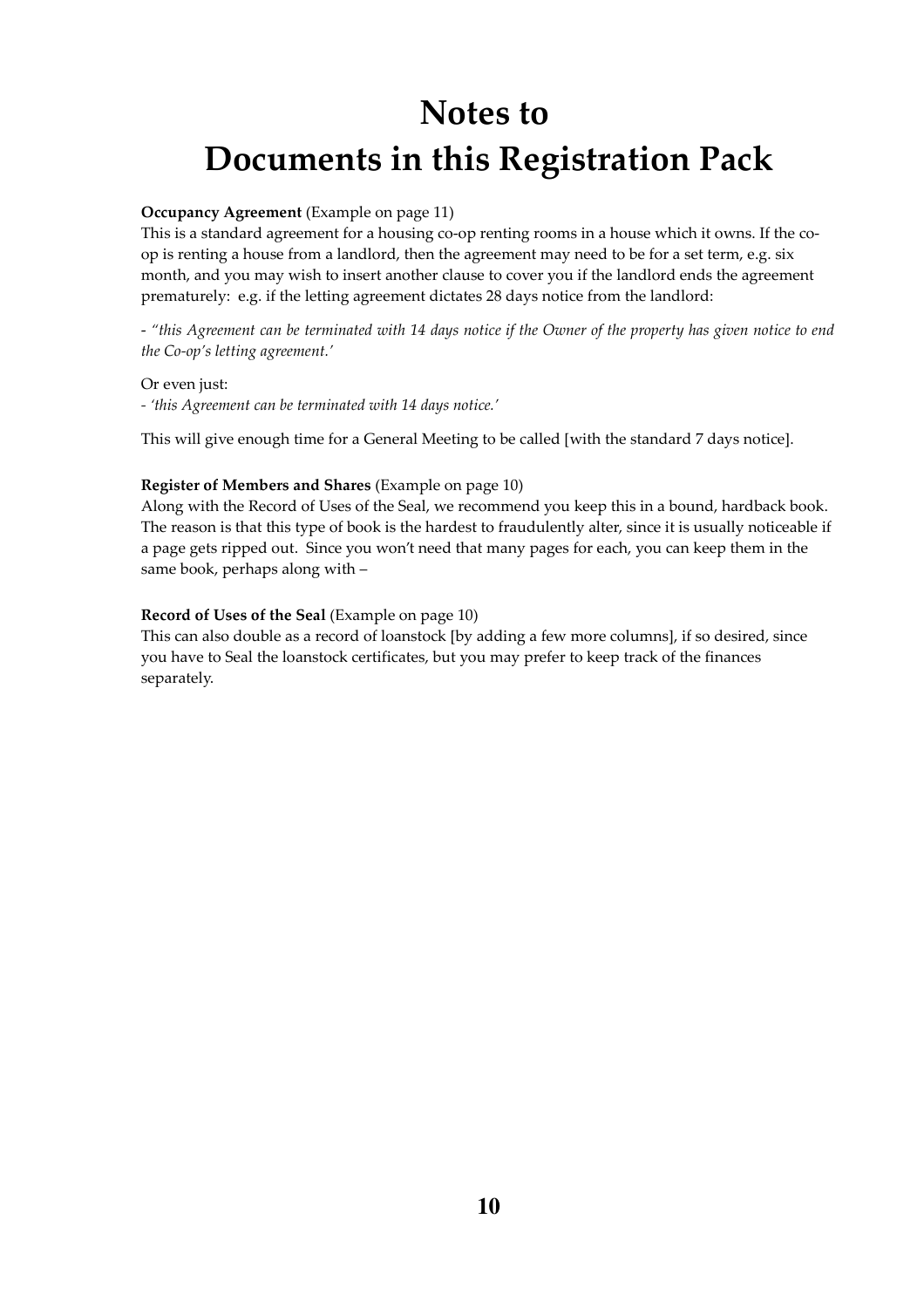# Notes to Documents in this Registration Pack

**Occupancy Agreement** (Example on page 11)
This is a standard agreement for a housing co-op renting rooms in a house which it owns. If the co-op is renting a house from a landlord, then the agreement may need to be for a set term, e.g. six month, and you may wish to insert another clause to cover you if the landlord ends the agreement prematurely: e.g. if the letting agreement dictates 28 days notice from the landlord:

- *"this Agreement can be terminated with 14 days notice if the Owner of the property has given notice to end the Co-op's letting agreement.'*

Or even just:
- *'this Agreement can be terminated with 14 days notice.'*

This will give enough time for a General Meeting to be called [with the standard 7 days notice].

**Register of Members and Shares** (Example on page 10)
Along with the Record of Uses of the Seal, we recommend you keep this in a bound, hardback book. The reason is that this type of book is the hardest to fraudulently alter, since it is usually noticeable if a page gets ripped out. Since you won't need that many pages for each, you can keep them in the same book, perhaps along with –

**Record of Uses of the Seal** (Example on page 10)
This can also double as a record of loanstock [by adding a few more columns], if so desired, since you have to Seal the loanstock certificates, but you may prefer to keep track of the finances separately.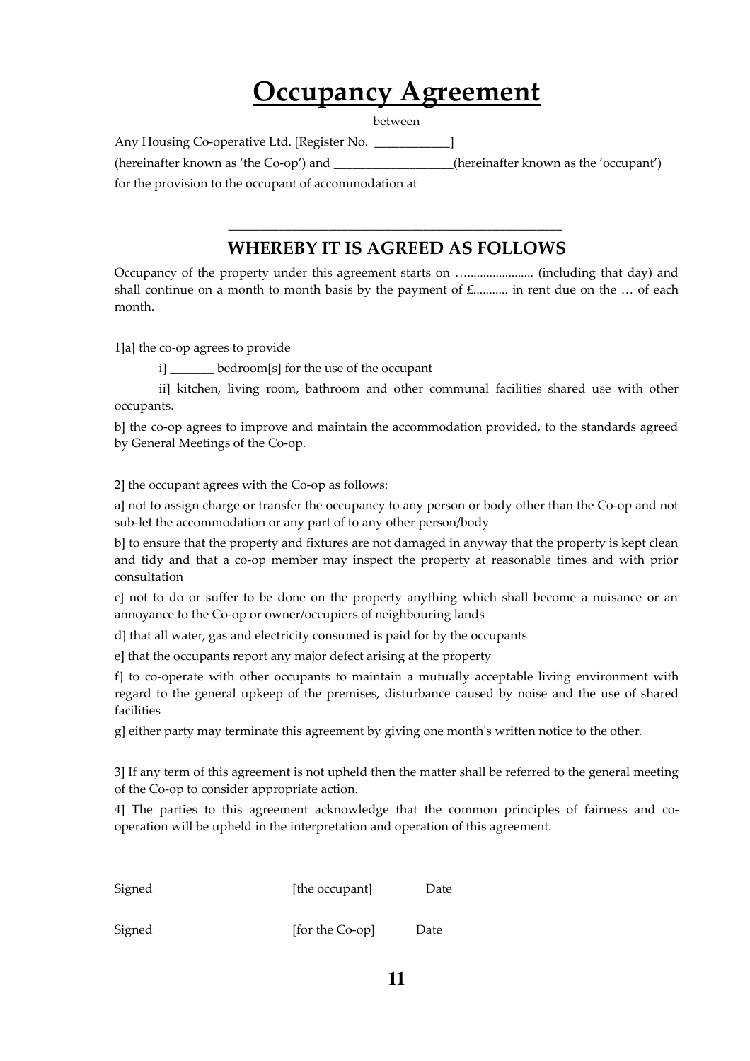# Occupancy Agreement

between

Any Housing Co-operative Ltd. [Register No. ____________]

(hereinafter known as 'the Co-op') and ___________________(hereinafter known as the 'occupant')

for the provision to the occupant of accommodation at

___________________________________________________

## WHEREBY IT IS AGREED AS FOLLOWS

Occupancy of the property under this agreement starts on …..................... (including that day) and shall continue on a month to month basis by the payment of £........... in rent due on the … of each month.

1]a] the co-op agrees to provide

i] _______ bedroom[s] for the use of the occupant

ii] kitchen, living room, bathroom and other communal facilities shared use with other occupants.

b] the co-op agrees to improve and maintain the accommodation provided, to the standards agreed by General Meetings of the Co-op.

2] the occupant agrees with the Co-op as follows:

a] not to assign charge or transfer the occupancy to any person or body other than the Co-op and not sub-let the accommodation or any part of to any other person/body

b] to ensure that the property and fixtures are not damaged in anyway that the property is kept clean and tidy and that a co-op member may inspect the property at reasonable times and with prior consultation

c] not to do or suffer to be done on the property anything which shall become a nuisance or an annoyance to the Co-op or owner/occupiers of neighbouring lands

d] that all water, gas and electricity consumed is paid for by the occupants

e] that the occupants report any major defect arising at the property

f] to co-operate with other occupants to maintain a mutually acceptable living environment with regard to the general upkeep of the premises, disturbance caused by noise and the use of shared facilities

g] either party may terminate this agreement by giving one month's written notice to the other.

3] If any term of this agreement is not upheld then the matter shall be referred to the general meeting of the Co-op to consider appropriate action.

4] The parties to this agreement acknowledge that the common principles of fairness and co-operation will be upheld in the interpretation and operation of this agreement.

Signed [the occupant] Date

Signed [for the Co-op] Date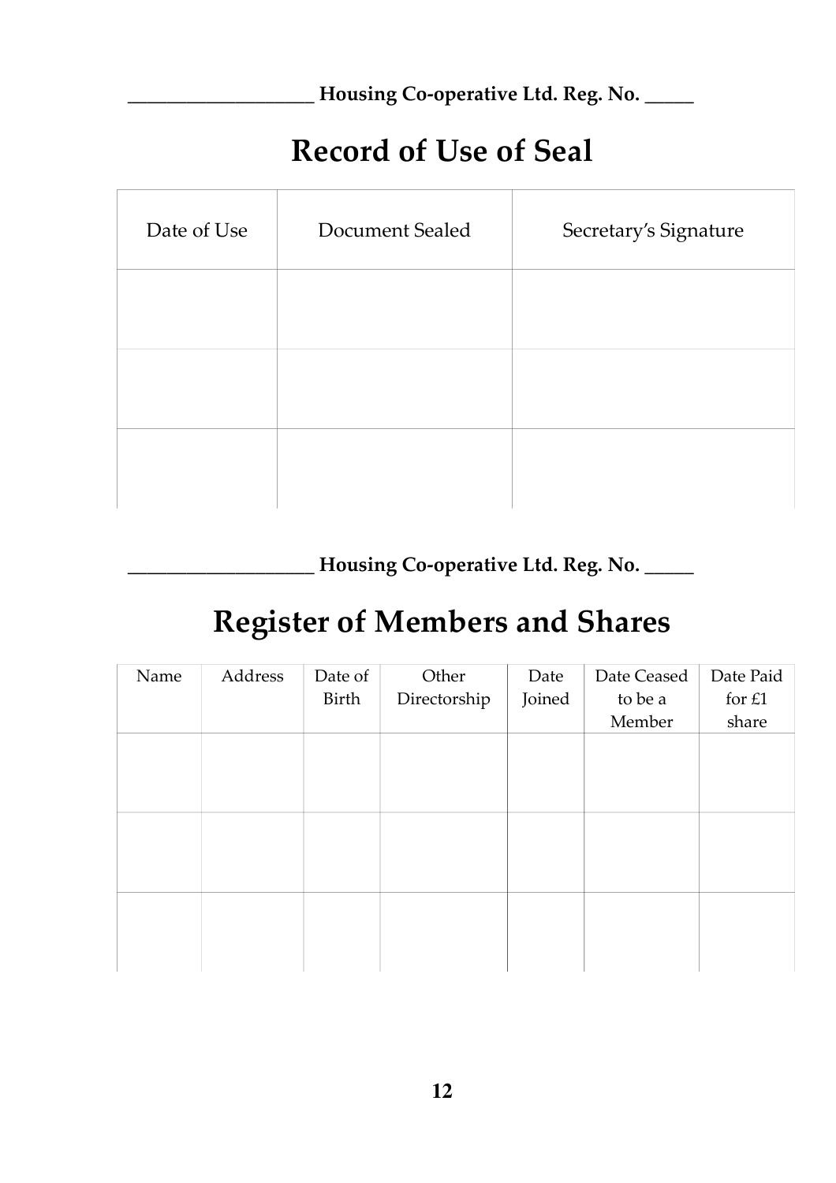**___________________ Housing Co-operative Ltd. Reg. No. _____**

# Record of Use of Seal

| Date of Use | Document Sealed | Secretary's Signature |
|---|---|---|
| | | |
| | | |
| | | |

**___________________ Housing Co-operative Ltd. Reg. No. _____**

# Register of Members and Shares

| Name | Address | Date of Birth | Other Directorship | Date Joined | Date Ceased to be a Member | Date Paid for £1 share |
|---|---|---|---|---|---|---|
| | | | | | | |
| | | | | | | |
| | | | | | | |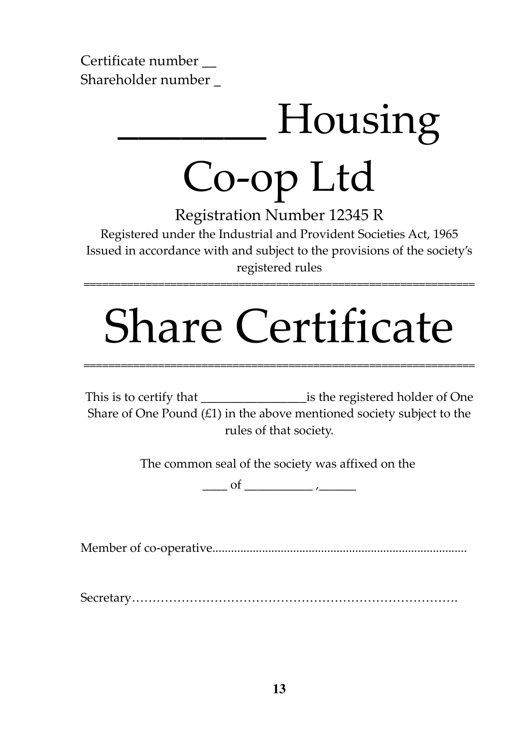Certificate number __
Shareholder number _

# _______ Housing Co-op Ltd

Registration Number 12345 R

Registered under the Industrial and Provident Societies Act, 1965
Issued in accordance with and subject to the provisions of the society's registered rules

==============================================================

# Share Certificate

==============================================================

This is to certify that _________________is the registered holder of One Share of One Pound (£1) in the above mentioned society subject to the rules of that society.

The common seal of the society was affixed on the

____ of ___________ ,______

Member of co-operative..................................................................................

Secretary…………………………………………………………………….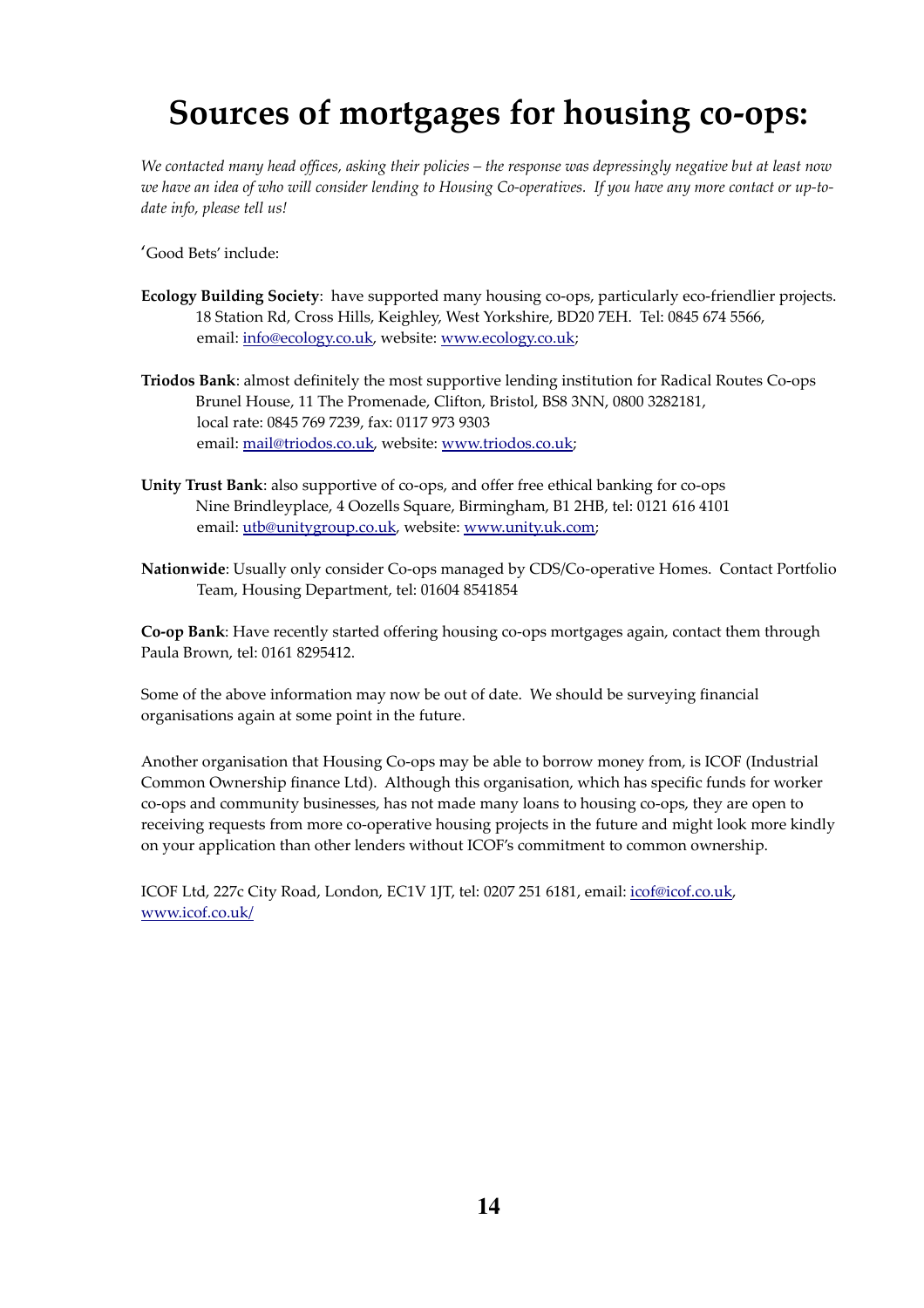# Sources of mortgages for housing co-ops:

*We contacted many head offices, asking their policies – the response was depressingly negative but at least now we have an idea of who will consider lending to Housing Co-operatives. If you have any more contact or up-to-date info, please tell us!*

'Good Bets' include:

**Ecology Building Society**: have supported many housing co-ops, particularly eco-friendlier projects.
18 Station Rd, Cross Hills, Keighley, West Yorkshire, BD20 7EH. Tel: 0845 674 5566,
email: info@ecology.co.uk, website: www.ecology.co.uk;

**Triodos Bank**: almost definitely the most supportive lending institution for Radical Routes Co-ops
Brunel House, 11 The Promenade, Clifton, Bristol, BS8 3NN, 0800 3282181,
local rate: 0845 769 7239, fax: 0117 973 9303
email: mail@triodos.co.uk, website: www.triodos.co.uk;

**Unity Trust Bank**: also supportive of co-ops, and offer free ethical banking for co-ops
Nine Brindleyplace, 4 Oozells Square, Birmingham, B1 2HB, tel: 0121 616 4101
email: utb@unitygroup.co.uk, website: www.unity.uk.com;

**Nationwide**: Usually only consider Co-ops managed by CDS/Co-operative Homes. Contact Portfolio Team, Housing Department, tel: 01604 8541854

**Co-op Bank**: Have recently started offering housing co-ops mortgages again, contact them through Paula Brown, tel: 0161 8295412.

Some of the above information may now be out of date. We should be surveying financial organisations again at some point in the future.

Another organisation that Housing Co-ops may be able to borrow money from, is ICOF (Industrial Common Ownership finance Ltd). Although this organisation, which has specific funds for worker co-ops and community businesses, has not made many loans to housing co-ops, they are open to receiving requests from more co-operative housing projects in the future and might look more kindly on your application than other lenders without ICOF's commitment to common ownership.

ICOF Ltd, 227c City Road, London, EC1V 1JT, tel: 0207 251 6181, email: icof@icof.co.uk, www.icof.co.uk/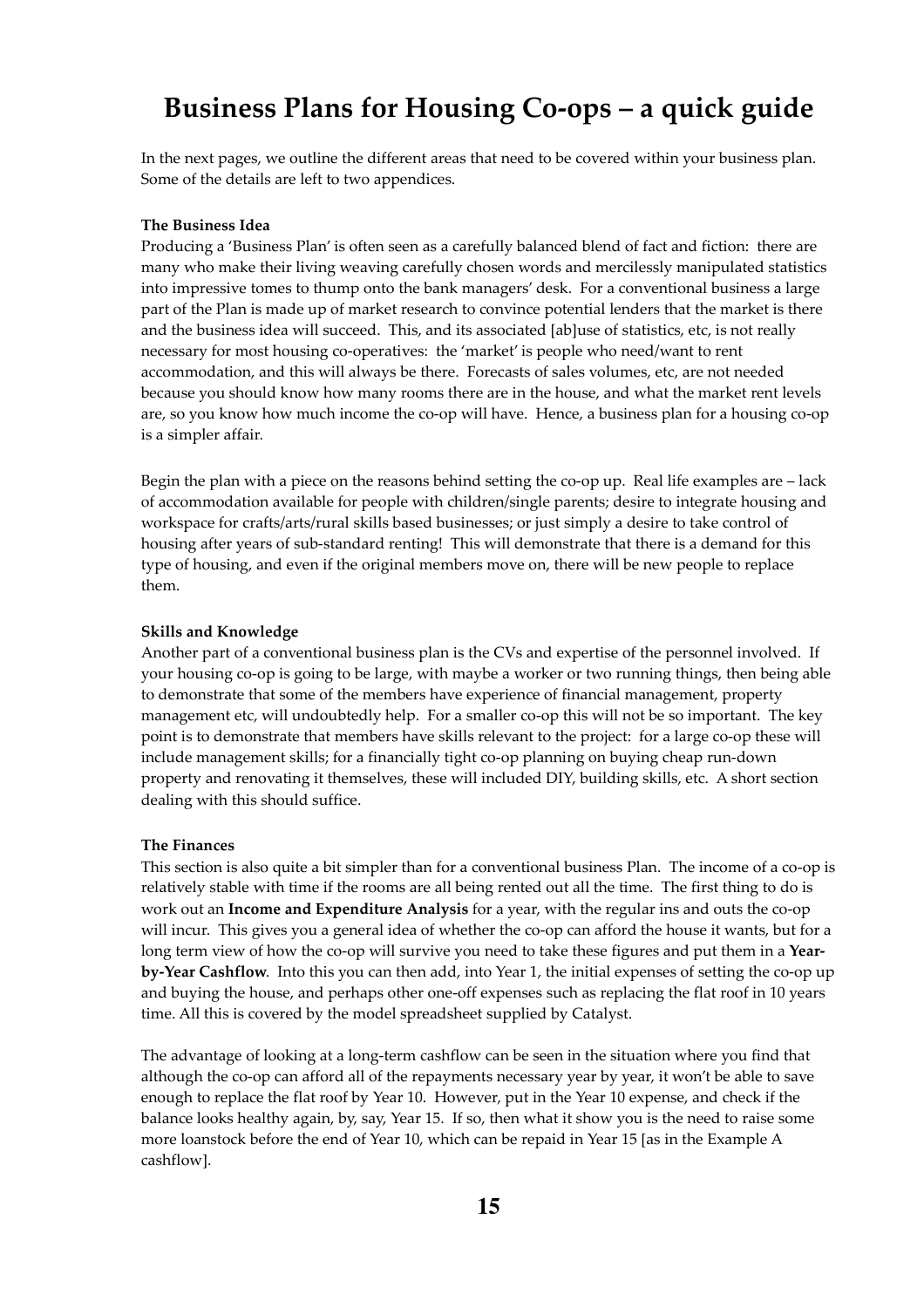# Business Plans for Housing Co-ops – a quick guide

In the next pages, we outline the different areas that need to be covered within your business plan. Some of the details are left to two appendices.

**The Business Idea**

Producing a 'Business Plan' is often seen as a carefully balanced blend of fact and fiction: there are many who make their living weaving carefully chosen words and mercilessly manipulated statistics into impressive tomes to thump onto the bank managers' desk. For a conventional business a large part of the Plan is made up of market research to convince potential lenders that the market is there and the business idea will succeed. This, and its associated [ab]use of statistics, etc, is not really necessary for most housing co-operatives: the 'market' is people who need/want to rent accommodation, and this will always be there. Forecasts of sales volumes, etc, are not needed because you should know how many rooms there are in the house, and what the market rent levels are, so you know how much income the co-op will have. Hence, a business plan for a housing co-op is a simpler affair.

Begin the plan with a piece on the reasons behind setting the co-op up. Real life examples are – lack of accommodation available for people with children/single parents; desire to integrate housing and workspace for crafts/arts/rural skills based businesses; or just simply a desire to take control of housing after years of sub-standard renting! This will demonstrate that there is a demand for this type of housing, and even if the original members move on, there will be new people to replace them.

**Skills and Knowledge**

Another part of a conventional business plan is the CVs and expertise of the personnel involved. If your housing co-op is going to be large, with maybe a worker or two running things, then being able to demonstrate that some of the members have experience of financial management, property management etc, will undoubtedly help. For a smaller co-op this will not be so important. The key point is to demonstrate that members have skills relevant to the project: for a large co-op these will include management skills; for a financially tight co-op planning on buying cheap run-down property and renovating it themselves, these will included DIY, building skills, etc. A short section dealing with this should suffice.

**The Finances**

This section is also quite a bit simpler than for a conventional business Plan. The income of a co-op is relatively stable with time if the rooms are all being rented out all the time. The first thing to do is work out an **Income and Expenditure Analysis** for a year, with the regular ins and outs the co-op will incur. This gives you a general idea of whether the co-op can afford the house it wants, but for a long term view of how the co-op will survive you need to take these figures and put them in a **Year-by-Year Cashflow**. Into this you can then add, into Year 1, the initial expenses of setting the co-op up and buying the house, and perhaps other one-off expenses such as replacing the flat roof in 10 years time. All this is covered by the model spreadsheet supplied by Catalyst.

The advantage of looking at a long-term cashflow can be seen in the situation where you find that although the co-op can afford all of the repayments necessary year by year, it won't be able to save enough to replace the flat roof by Year 10. However, put in the Year 10 expense, and check if the balance looks healthy again, by, say, Year 15. If so, then what it show you is the need to raise some more loanstock before the end of Year 10, which can be repaid in Year 15 [as in the Example A cashflow].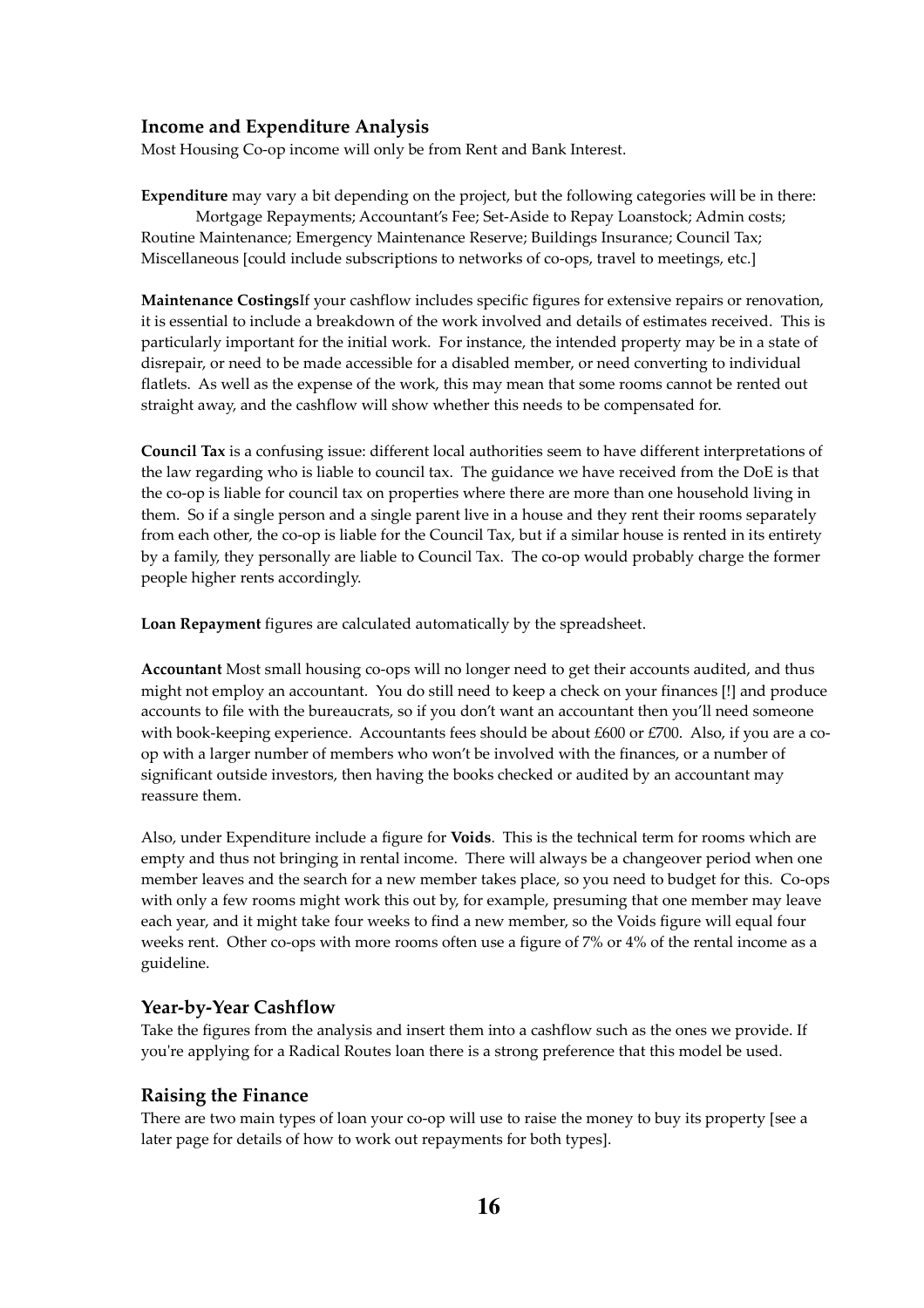### Income and Expenditure Analysis

Most Housing Co-op income will only be from Rent and Bank Interest.

**Expenditure** may vary a bit depending on the project, but the following categories will be in there: Mortgage Repayments; Accountant's Fee; Set-Aside to Repay Loanstock; Admin costs; Routine Maintenance; Emergency Maintenance Reserve; Buildings Insurance; Council Tax; Miscellaneous [could include subscriptions to networks of co-ops, travel to meetings, etc.]

**Maintenance Costings**If your cashflow includes specific figures for extensive repairs or renovation, it is essential to include a breakdown of the work involved and details of estimates received. This is particularly important for the initial work. For instance, the intended property may be in a state of disrepair, or need to be made accessible for a disabled member, or need converting to individual flatlets. As well as the expense of the work, this may mean that some rooms cannot be rented out straight away, and the cashflow will show whether this needs to be compensated for.

**Council Tax** is a confusing issue: different local authorities seem to have different interpretations of the law regarding who is liable to council tax. The guidance we have received from the DoE is that the co-op is liable for council tax on properties where there are more than one household living in them. So if a single person and a single parent live in a house and they rent their rooms separately from each other, the co-op is liable for the Council Tax, but if a similar house is rented in its entirety by a family, they personally are liable to Council Tax. The co-op would probably charge the former people higher rents accordingly.

**Loan Repayment** figures are calculated automatically by the spreadsheet.

**Accountant** Most small housing co-ops will no longer need to get their accounts audited, and thus might not employ an accountant. You do still need to keep a check on your finances [!] and produce accounts to file with the bureaucrats, so if you don't want an accountant then you'll need someone with book-keeping experience. Accountants fees should be about £600 or £700. Also, if you are a co-op with a larger number of members who won't be involved with the finances, or a number of significant outside investors, then having the books checked or audited by an accountant may reassure them.

Also, under Expenditure include a figure for **Voids**. This is the technical term for rooms which are empty and thus not bringing in rental income. There will always be a changeover period when one member leaves and the search for a new member takes place, so you need to budget for this. Co-ops with only a few rooms might work this out by, for example, presuming that one member may leave each year, and it might take four weeks to find a new member, so the Voids figure will equal four weeks rent. Other co-ops with more rooms often use a figure of 7% or 4% of the rental income as a guideline.

### Year-by-Year Cashflow

Take the figures from the analysis and insert them into a cashflow such as the ones we provide. If you're applying for a Radical Routes loan there is a strong preference that this model be used.

### Raising the Finance

There are two main types of loan your co-op will use to raise the money to buy its property [see a later page for details of how to work out repayments for both types].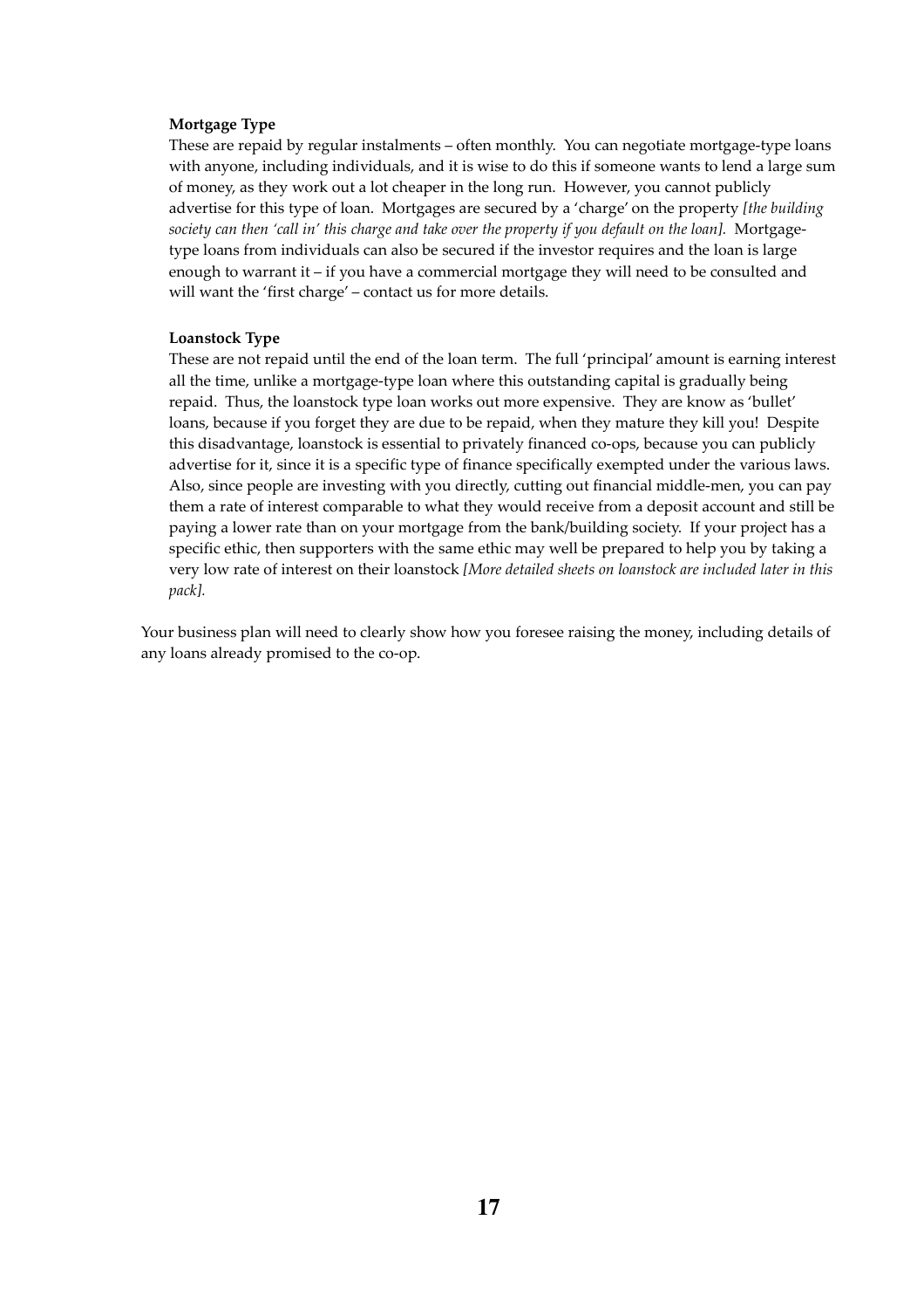**Mortgage Type**

These are repaid by regular instalments – often monthly. You can negotiate mortgage-type loans with anyone, including individuals, and it is wise to do this if someone wants to lend a large sum of money, as they work out a lot cheaper in the long run. However, you cannot publicly advertise for this type of loan. Mortgages are secured by a 'charge' on the property *[the building society can then 'call in' this charge and take over the property if you default on the loan].* Mortgage-type loans from individuals can also be secured if the investor requires and the loan is large enough to warrant it – if you have a commercial mortgage they will need to be consulted and will want the 'first charge' – contact us for more details.

**Loanstock Type**

These are not repaid until the end of the loan term. The full 'principal' amount is earning interest all the time, unlike a mortgage-type loan where this outstanding capital is gradually being repaid. Thus, the loanstock type loan works out more expensive. They are know as 'bullet' loans, because if you forget they are due to be repaid, when they mature they kill you! Despite this disadvantage, loanstock is essential to privately financed co-ops, because you can publicly advertise for it, since it is a specific type of finance specifically exempted under the various laws. Also, since people are investing with you directly, cutting out financial middle-men, you can pay them a rate of interest comparable to what they would receive from a deposit account and still be paying a lower rate than on your mortgage from the bank/building society. If your project has a specific ethic, then supporters with the same ethic may well be prepared to help you by taking a very low rate of interest on their loanstock *[More detailed sheets on loanstock are included later in this pack].*

Your business plan will need to clearly show how you foresee raising the money, including details of any loans already promised to the co-op.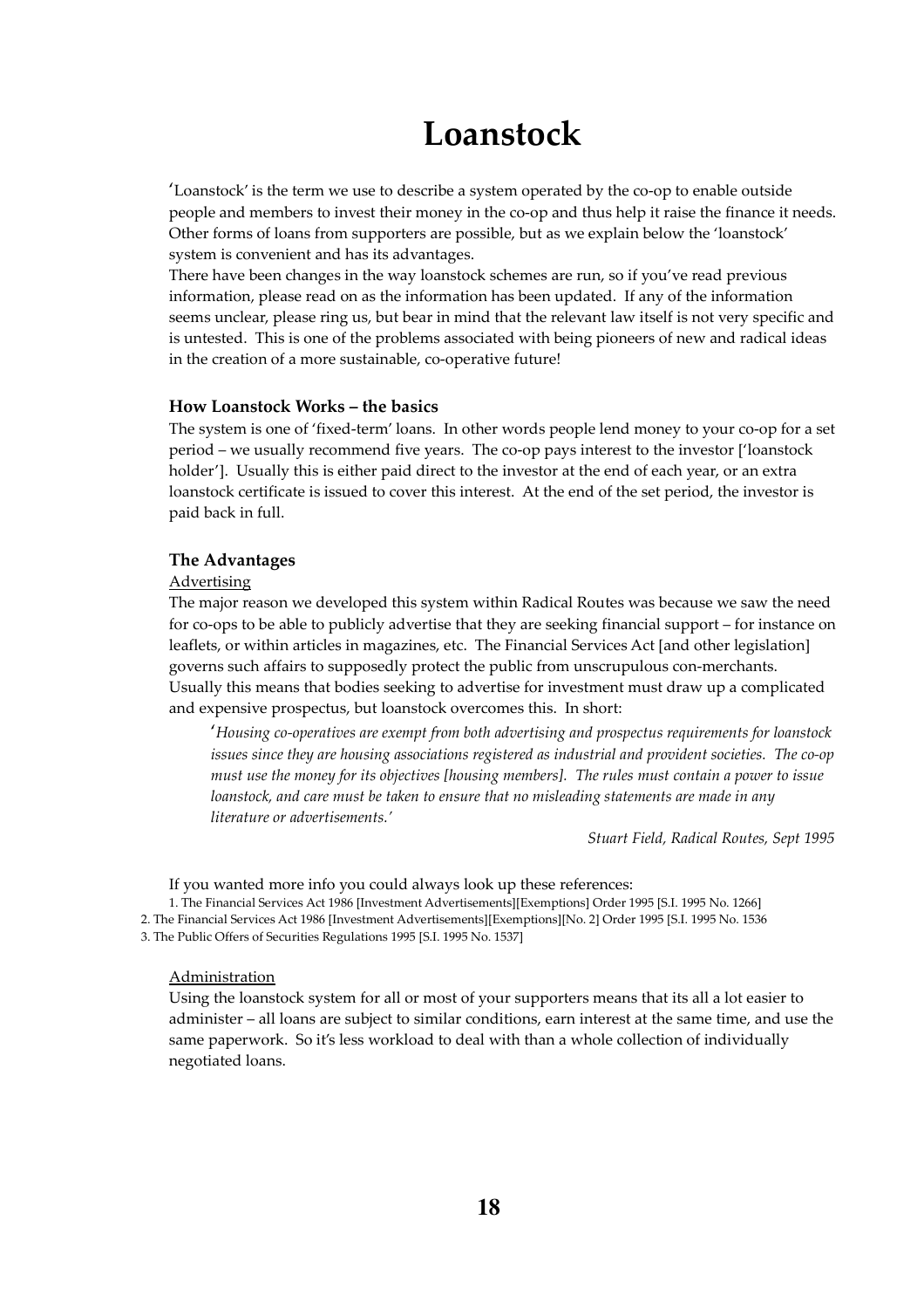# Loanstock

'Loanstock' is the term we use to describe a system operated by the co-op to enable outside people and members to invest their money in the co-op and thus help it raise the finance it needs. Other forms of loans from supporters are possible, but as we explain below the 'loanstock' system is convenient and has its advantages.

There have been changes in the way loanstock schemes are run, so if you've read previous information, please read on as the information has been updated. If any of the information seems unclear, please ring us, but bear in mind that the relevant law itself is not very specific and is untested. This is one of the problems associated with being pioneers of new and radical ideas in the creation of a more sustainable, co-operative future!

### How Loanstock Works – the basics

The system is one of 'fixed-term' loans. In other words people lend money to your co-op for a set period – we usually recommend five years. The co-op pays interest to the investor ['loanstock holder']. Usually this is either paid direct to the investor at the end of each year, or an extra loanstock certificate is issued to cover this interest. At the end of the set period, the investor is paid back in full.

### The Advantages

<u>Advertising</u>

The major reason we developed this system within Radical Routes was because we saw the need for co-ops to be able to publicly advertise that they are seeking financial support – for instance on leaflets, or within articles in magazines, etc. The Financial Services Act [and other legislation] governs such affairs to supposedly protect the public from unscrupulous con-merchants. Usually this means that bodies seeking to advertise for investment must draw up a complicated and expensive prospectus, but loanstock overcomes this. In short:

> '*Housing co-operatives are exempt from both advertising and prospectus requirements for loanstock issues since they are housing associations registered as industrial and provident societies. The co-op must use the money for its objectives [housing members]. The rules must contain a power to issue loanstock, and care must be taken to ensure that no misleading statements are made in any literature or advertisements.'*
>
> *Stuart Field, Radical Routes, Sept 1995*

If you wanted more info you could always look up these references:

1. The Financial Services Act 1986 [Investment Advertisements][Exemptions] Order 1995 [S.I. 1995 No. 1266]
2. The Financial Services Act 1986 [Investment Advertisements][Exemptions][No. 2] Order 1995 [S.I. 1995 No. 1536
3. The Public Offers of Securities Regulations 1995 [S.I. 1995 No. 1537]

<u>Administration</u>

Using the loanstock system for all or most of your supporters means that its all a lot easier to administer – all loans are subject to similar conditions, earn interest at the same time, and use the same paperwork. So it's less workload to deal with than a whole collection of individually negotiated loans.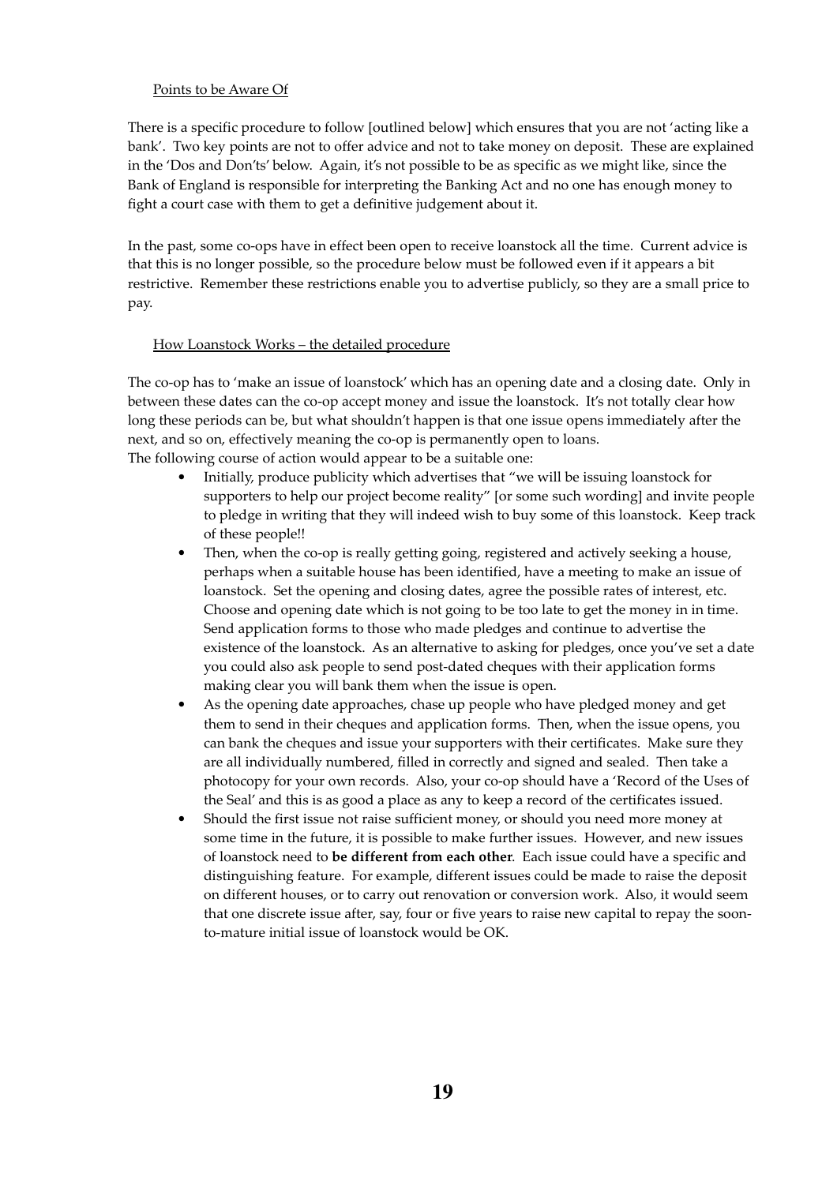## Points to be Aware Of

There is a specific procedure to follow [outlined below] which ensures that you are not 'acting like a bank'. Two key points are not to offer advice and not to take money on deposit. These are explained in the 'Dos and Don'ts' below. Again, it's not possible to be as specific as we might like, since the Bank of England is responsible for interpreting the Banking Act and no one has enough money to fight a court case with them to get a definitive judgement about it.

In the past, some co-ops have in effect been open to receive loanstock all the time. Current advice is that this is no longer possible, so the procedure below must be followed even if it appears a bit restrictive. Remember these restrictions enable you to advertise publicly, so they are a small price to pay.

## How Loanstock Works – the detailed procedure

The co-op has to 'make an issue of loanstock' which has an opening date and a closing date. Only in between these dates can the co-op accept money and issue the loanstock. It's not totally clear how long these periods can be, but what shouldn't happen is that one issue opens immediately after the next, and so on, effectively meaning the co-op is permanently open to loans.

The following course of action would appear to be a suitable one:

- Initially, produce publicity which advertises that "we will be issuing loanstock for supporters to help our project become reality" [or some such wording] and invite people to pledge in writing that they will indeed wish to buy some of this loanstock. Keep track of these people!!
- Then, when the co-op is really getting going, registered and actively seeking a house, perhaps when a suitable house has been identified, have a meeting to make an issue of loanstock. Set the opening and closing dates, agree the possible rates of interest, etc. Choose and opening date which is not going to be too late to get the money in in time. Send application forms to those who made pledges and continue to advertise the existence of the loanstock. As an alternative to asking for pledges, once you've set a date you could also ask people to send post-dated cheques with their application forms making clear you will bank them when the issue is open.
- As the opening date approaches, chase up people who have pledged money and get them to send in their cheques and application forms. Then, when the issue opens, you can bank the cheques and issue your supporters with their certificates. Make sure they are all individually numbered, filled in correctly and signed and sealed. Then take a photocopy for your own records. Also, your co-op should have a 'Record of the Uses of the Seal' and this is as good a place as any to keep a record of the certificates issued.
- Should the first issue not raise sufficient money, or should you need more money at some time in the future, it is possible to make further issues. However, and new issues of loanstock need to **be different from each other**. Each issue could have a specific and distinguishing feature. For example, different issues could be made to raise the deposit on different houses, or to carry out renovation or conversion work. Also, it would seem that one discrete issue after, say, four or five years to raise new capital to repay the soon-to-mature initial issue of loanstock would be OK.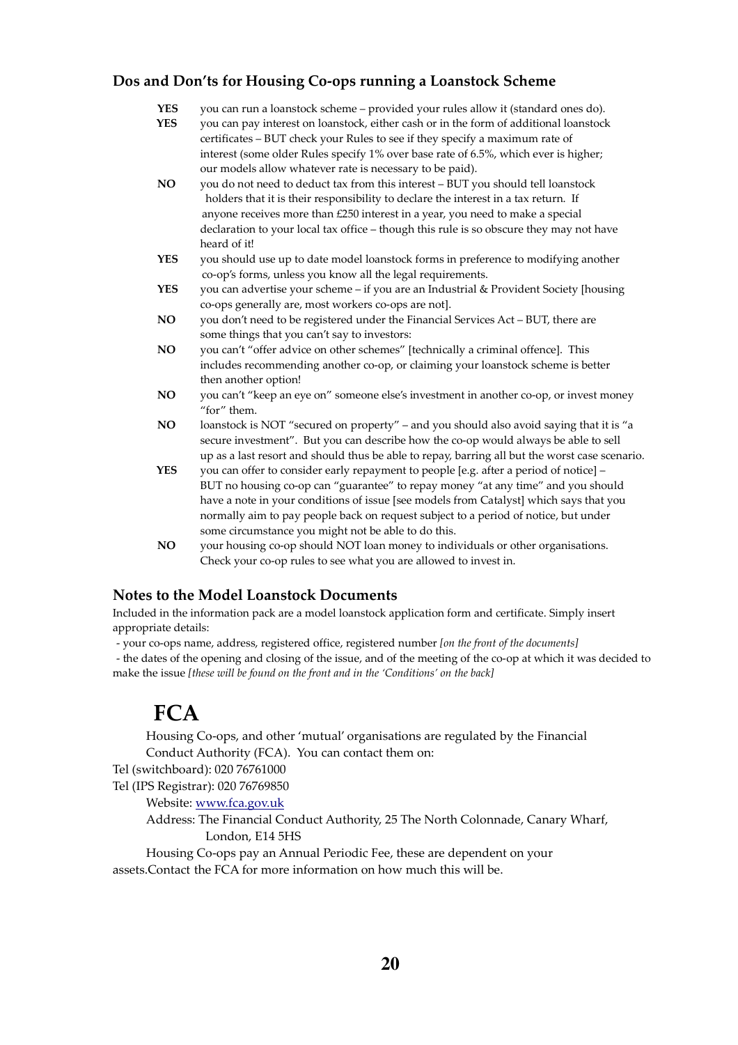### Dos and Don'ts for Housing Co-ops running a Loanstock Scheme

**YES** you can run a loanstock scheme – provided your rules allow it (standard ones do).

**YES** you can pay interest on loanstock, either cash or in the form of additional loanstock certificates – BUT check your Rules to see if they specify a maximum rate of interest (some older Rules specify 1% over base rate of 6.5%, which ever is higher; our models allow whatever rate is necessary to be paid).

**NO** you do not need to deduct tax from this interest – BUT you should tell loanstock holders that it is their responsibility to declare the interest in a tax return. If anyone receives more than £250 interest in a year, you need to make a special declaration to your local tax office – though this rule is so obscure they may not have heard of it!

**YES** you should use up to date model loanstock forms in preference to modifying another co-op's forms, unless you know all the legal requirements.

**YES** you can advertise your scheme – if you are an Industrial & Provident Society [housing co-ops generally are, most workers co-ops are not].

**NO** you don't need to be registered under the Financial Services Act – BUT, there are some things that you can't say to investors:

**NO** you can't "offer advice on other schemes" [technically a criminal offence]. This includes recommending another co-op, or claiming your loanstock scheme is better then another option!

**NO** you can't "keep an eye on" someone else's investment in another co-op, or invest money "for" them.

**NO** loanstock is NOT "secured on property" – and you should also avoid saying that it is "a secure investment". But you can describe how the co-op would always be able to sell up as a last resort and should thus be able to repay, barring all but the worst case scenario.

**YES** you can offer to consider early repayment to people [e.g. after a period of notice] – BUT no housing co-op can "guarantee" to repay money "at any time" and you should have a note in your conditions of issue [see models from Catalyst] which says that you normally aim to pay people back on request subject to a period of notice, but under some circumstance you might not be able to do this.

**NO** your housing co-op should NOT loan money to individuals or other organisations. Check your co-op rules to see what you are allowed to invest in.

### Notes to the Model Loanstock Documents

Included in the information pack are a model loanstock application form and certificate. Simply insert appropriate details:

- your co-ops name, address, registered office, registered number *[on the front of the documents]*
- the dates of the opening and closing of the issue, and of the meeting of the co-op at which it was decided to make the issue *[these will be found on the front and in the 'Conditions' on the back]*

## FCA

Housing Co-ops, and other 'mutual' organisations are regulated by the Financial Conduct Authority (FCA). You can contact them on:

Tel (switchboard): 020 76761000

Tel (IPS Registrar): 020 76769850

Website: www.fca.gov.uk

Address: The Financial Conduct Authority, 25 The North Colonnade, Canary Wharf, London, E14 5HS

Housing Co-ops pay an Annual Periodic Fee, these are dependent on your assets.Contact the FCA for more information on how much this will be.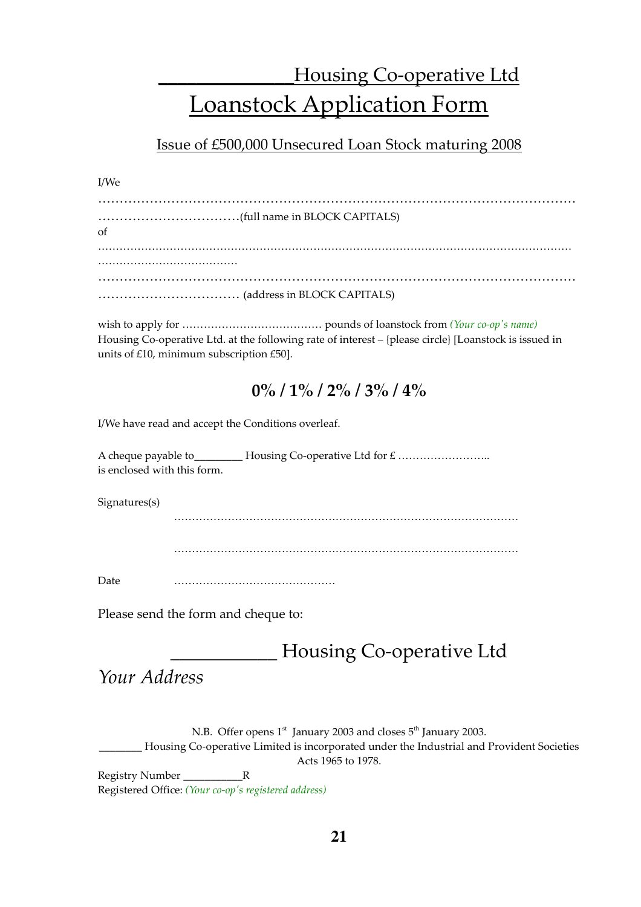# _____________Housing Co-operative Ltd

# Loanstock Application Form

## Issue of £500,000 Unsecured Loan Stock maturing 2008

I/We

…………………………………………………………………………………………………
……………………………(full name in BLOCK CAPITALS)

of

……………………………………………………………………………………………………………
…………………………………

…………………………………………………………………………………………………
…………………………… (address in BLOCK CAPITALS)

wish to apply for ………………………………… pounds of loanstock from *(Your co-op's name)* Housing Co-operative Ltd. at the following rate of interest – {please circle} [Loanstock is issued in units of £10, minimum subscription £50].

**0% / 1% / 2% / 3% / 4%**

I/We have read and accept the Conditions overleaf.

A cheque payable to________ Housing Co-operative Ltd for £ ……………………..
is enclosed with this form.

Signatures(s)

…………………………………………………………………………………

…………………………………………………………………………………

Date ………………………………………

Please send the form and cheque to:

___________ Housing Co-operative Ltd

*Your Address*

N.B. Offer opens 1st January 2003 and closes 5th January 2003.

________ Housing Co-operative Limited is incorporated under the Industrial and Provident Societies Acts 1965 to 1978.

Registry Number __________R

Registered Office: *(Your co-op's registered address)*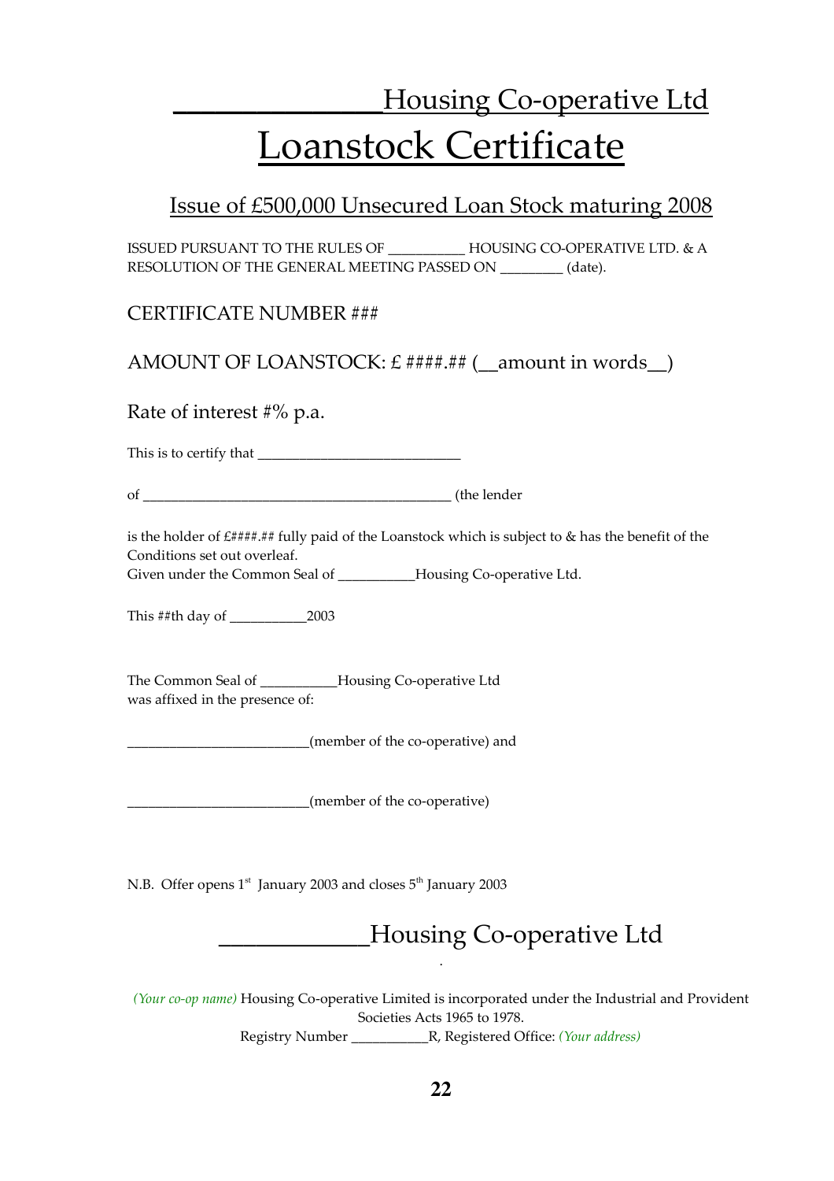# _______________Housing Co-operative Ltd

# Loanstock Certificate

## Issue of £500,000 Unsecured Loan Stock maturing 2008

ISSUED PURSUANT TO THE RULES OF ___________ HOUSING CO-OPERATIVE LTD. & A RESOLUTION OF THE GENERAL MEETING PASSED ON _________ (date).

CERTIFICATE NUMBER ###

AMOUNT OF LOANSTOCK: £ ####.## (__amount in words__)

Rate of interest #% p.a.

This is to certify that ____________________________

of ____________________________________________ (the lender

is the holder of £####.## fully paid of the Loanstock which is subject to & has the benefit of the Conditions set out overleaf.
Given under the Common Seal of ___________Housing Co-operative Ltd.

This ##th day of ___________2003

The Common Seal of ___________Housing Co-operative Ltd
was affixed in the presence of:

__________________________(member of the co-operative) and

__________________________(member of the co-operative)

N.B. Offer opens 1st January 2003 and closes 5th January 2003

## ___________Housing Co-operative Ltd

*(Your co-op name)* Housing Co-operative Limited is incorporated under the Industrial and Provident Societies Acts 1965 to 1978.
Registry Number ___________R, Registered Office: *(Your address)*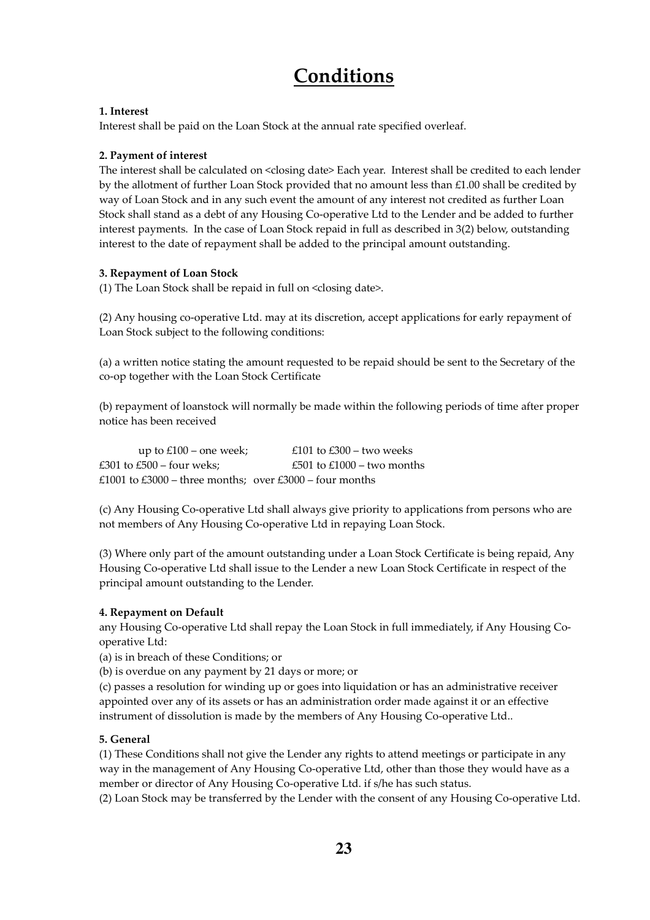# Conditions

**1. Interest**

Interest shall be paid on the Loan Stock at the annual rate specified overleaf.

**2. Payment of interest**

The interest shall be calculated on <closing date> Each year. Interest shall be credited to each lender by the allotment of further Loan Stock provided that no amount less than £1.00 shall be credited by way of Loan Stock and in any such event the amount of any interest not credited as further Loan Stock shall stand as a debt of any Housing Co-operative Ltd to the Lender and be added to further interest payments. In the case of Loan Stock repaid in full as described in 3(2) below, outstanding interest to the date of repayment shall be added to the principal amount outstanding.

**3. Repayment of Loan Stock**

(1) The Loan Stock shall be repaid in full on <closing date>.

(2) Any housing co-operative Ltd. may at its discretion, accept applications for early repayment of Loan Stock subject to the following conditions:

(a) a written notice stating the amount requested to be repaid should be sent to the Secretary of the co-op together with the Loan Stock Certificate

(b) repayment of loanstock will normally be made within the following periods of time after proper notice has been received

up to £100 – one week; £101 to £300 – two weeks
£301 to £500 – four weks; £501 to £1000 – two months
£1001 to £3000 – three months; over £3000 – four months

(c) Any Housing Co-operative Ltd shall always give priority to applications from persons who are not members of Any Housing Co-operative Ltd in repaying Loan Stock.

(3) Where only part of the amount outstanding under a Loan Stock Certificate is being repaid, Any Housing Co-operative Ltd shall issue to the Lender a new Loan Stock Certificate in respect of the principal amount outstanding to the Lender.

**4. Repayment on Default**

any Housing Co-operative Ltd shall repay the Loan Stock in full immediately, if Any Housing Co-operative Ltd:

(a) is in breach of these Conditions; or

(b) is overdue on any payment by 21 days or more; or

(c) passes a resolution for winding up or goes into liquidation or has an administrative receiver appointed over any of its assets or has an administration order made against it or an effective instrument of dissolution is made by the members of Any Housing Co-operative Ltd..

**5. General**

(1) These Conditions shall not give the Lender any rights to attend meetings or participate in any way in the management of Any Housing Co-operative Ltd, other than those they would have as a member or director of Any Housing Co-operative Ltd. if s/he has such status.

(2) Loan Stock may be transferred by the Lender with the consent of any Housing Co-operative Ltd.